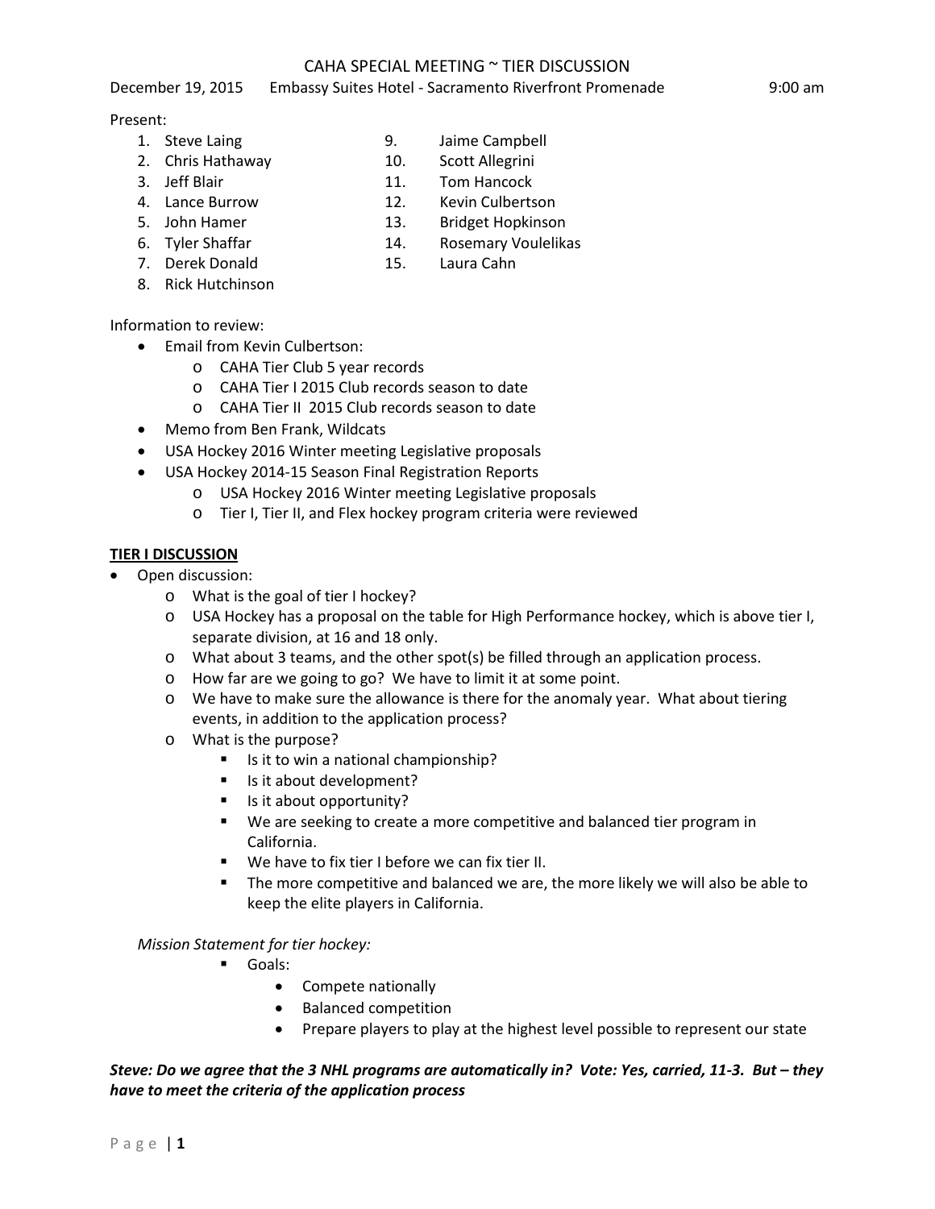# CAHA SPECIAL MEETING ~ TIER DISCUSSION

December 19, 2015 Embassy Suites Hotel - Sacramento Riverfront Promenade 9:00 am

Present:

1. Steve Laing
2. Chris Hathaway
3. Jeff Blair
4. Lance Burrow
5. John Hamer
6. Tyler Shaffar
7. Derek Donald
8. Rick Hutchinson
9. Jaime Campbell
10. Scott Allegrini
11. Tom Hancock
12. Kevin Culbertson
13. Bridget Hopkinson
14. Rosemary Voulelikas
15. Laura Cahn

Information to review:

- Email from Kevin Culbertson:
  - CAHA Tier Club 5 year records
  - CAHA Tier I 2015 Club records season to date
  - CAHA Tier II 2015 Club records season to date
- Memo from Ben Frank, Wildcats
- USA Hockey 2016 Winter meeting Legislative proposals
- USA Hockey 2014-15 Season Final Registration Reports
  - USA Hockey 2016 Winter meeting Legislative proposals
  - Tier I, Tier II, and Flex hockey program criteria were reviewed

**TIER I DISCUSSION**

- Open discussion:
  - What is the goal of tier I hockey?
  - USA Hockey has a proposal on the table for High Performance hockey, which is above tier I, separate division, at 16 and 18 only.
  - What about 3 teams, and the other spot(s) be filled through an application process.
  - How far are we going to go? We have to limit it at some point.
  - We have to make sure the allowance is there for the anomaly year. What about tiering events, in addition to the application process?
  - What is the purpose?
    - Is it to win a national championship?
    - Is it about development?
    - Is it about opportunity?
    - We are seeking to create a more competitive and balanced tier program in California.
    - We have to fix tier I before we can fix tier II.
    - The more competitive and balanced we are, the more likely we will also be able to keep the elite players in California.

*Mission Statement for tier hockey:*

- Goals:
  - Compete nationally
  - Balanced competition
  - Prepare players to play at the highest level possible to represent our state

***Steve: Do we agree that the 3 NHL programs are automatically in? Vote: Yes, carried, 11-3. But – they have to meet the criteria of the application process***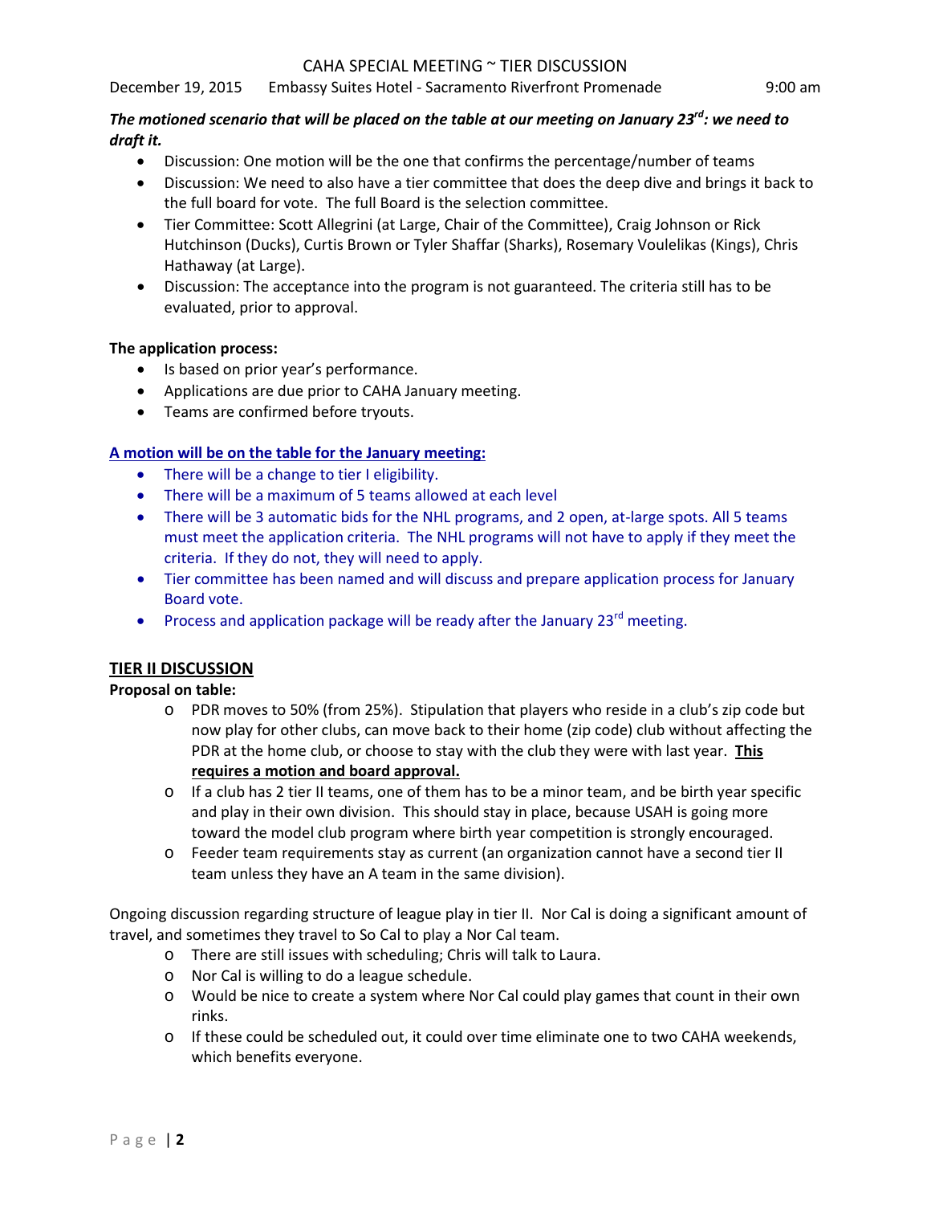CAHA SPECIAL MEETING ~ TIER DISCUSSION

December 19, 2015 Embassy Suites Hotel - Sacramento Riverfront Promenade 9:00 am

***The motioned scenario that will be placed on the table at our meeting on January 23rd: we need to draft it.***

- Discussion: One motion will be the one that confirms the percentage/number of teams
- Discussion: We need to also have a tier committee that does the deep dive and brings it back to the full board for vote. The full Board is the selection committee.
- Tier Committee: Scott Allegrini (at Large, Chair of the Committee), Craig Johnson or Rick Hutchinson (Ducks), Curtis Brown or Tyler Shaffar (Sharks), Rosemary Voulelikas (Kings), Chris Hathaway (at Large).
- Discussion: The acceptance into the program is not guaranteed. The criteria still has to be evaluated, prior to approval.

**The application process:**

- Is based on prior year's performance.
- Applications are due prior to CAHA January meeting.
- Teams are confirmed before tryouts.

**A motion will be on the table for the January meeting:**

- There will be a change to tier I eligibility.
- There will be a maximum of 5 teams allowed at each level
- There will be 3 automatic bids for the NHL programs, and 2 open, at-large spots. All 5 teams must meet the application criteria. The NHL programs will not have to apply if they meet the criteria. If they do not, they will need to apply.
- Tier committee has been named and will discuss and prepare application process for January Board vote.
- Process and application package will be ready after the January 23rd meeting.

## TIER II DISCUSSION

**Proposal on table:**

- PDR moves to 50% (from 25%). Stipulation that players who reside in a club's zip code but now play for other clubs, can move back to their home (zip code) club without affecting the PDR at the home club, or choose to stay with the club they were with last year. **This requires a motion and board approval.**
- If a club has 2 tier II teams, one of them has to be a minor team, and be birth year specific and play in their own division. This should stay in place, because USAH is going more toward the model club program where birth year competition is strongly encouraged.
- Feeder team requirements stay as current (an organization cannot have a second tier II team unless they have an A team in the same division).

Ongoing discussion regarding structure of league play in tier II. Nor Cal is doing a significant amount of travel, and sometimes they travel to So Cal to play a Nor Cal team.

- There are still issues with scheduling; Chris will talk to Laura.
- Nor Cal is willing to do a league schedule.
- Would be nice to create a system where Nor Cal could play games that count in their own rinks.
- If these could be scheduled out, it could over time eliminate one to two CAHA weekends, which benefits everyone.